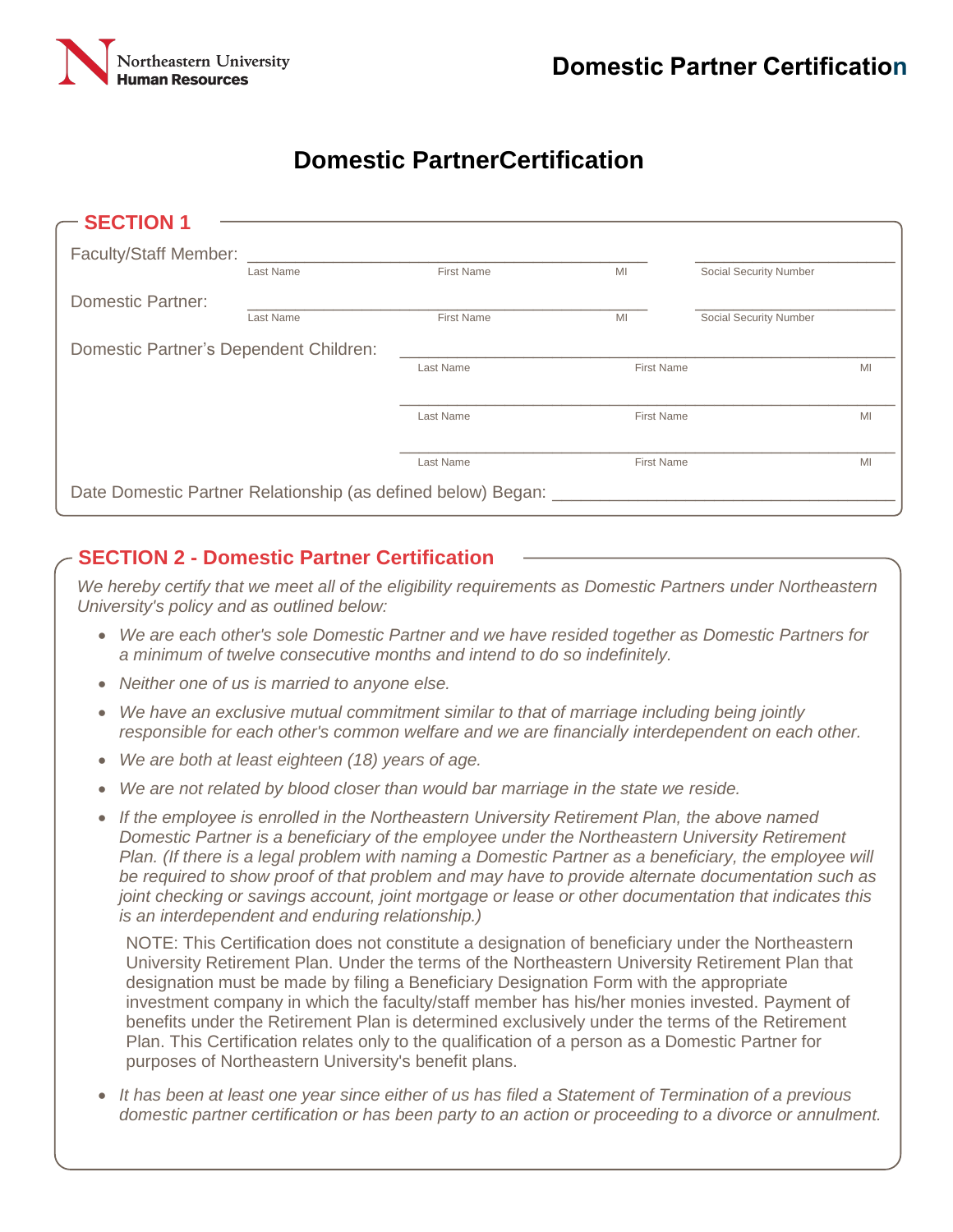Northeastern University
Human Resources

# Domestic Partner Certification

## Domestic PartnerCertification

### SECTION 1

Faculty/Staff Member: ______________________________________________ ____________________

Last Name First Name MI Social Security Number

Domestic Partner: ______________________________________________ ____________________

Last Name First Name MI Social Security Number

Domestic Partner's Dependent Children: ______________________________________________

Last Name First Name MI

______________________________________________

Last Name First Name MI

______________________________________________

Last Name First Name MI

Date Domestic Partner Relationship (as defined below) Began: ____________________________________

### SECTION 2 - Domestic Partner Certification

*We hereby certify that we meet all of the eligibility requirements as Domestic Partners under Northeastern University's policy and as outlined below:*

- *We are each other's sole Domestic Partner and we have resided together as Domestic Partners for a minimum of twelve consecutive months and intend to do so indefinitely.*
- *Neither one of us is married to anyone else.*
- *We have an exclusive mutual commitment similar to that of marriage including being jointly responsible for each other's common welfare and we are financially interdependent on each other.*
- *We are both at least eighteen (18) years of age.*
- *We are not related by blood closer than would bar marriage in the state we reside.*
- *If the employee is enrolled in the Northeastern University Retirement Plan, the above named Domestic Partner is a beneficiary of the employee under the Northeastern University Retirement Plan. (If there is a legal problem with naming a Domestic Partner as a beneficiary, the employee will be required to show proof of that problem and may have to provide alternate documentation such as joint checking or savings account, joint mortgage or lease or other documentation that indicates this is an interdependent and enduring relationship.)*

  NOTE: This Certification does not constitute a designation of beneficiary under the Northeastern University Retirement Plan. Under the terms of the Northeastern University Retirement Plan that designation must be made by filing a Beneficiary Designation Form with the appropriate investment company in which the faculty/staff member has his/her monies invested. Payment of benefits under the Retirement Plan is determined exclusively under the terms of the Retirement Plan. This Certification relates only to the qualification of a person as a Domestic Partner for purposes of Northeastern University's benefit plans.

- *It has been at least one year since either of us has filed a Statement of Termination of a previous domestic partner certification or has been party to an action or proceeding to a divorce or annulment.*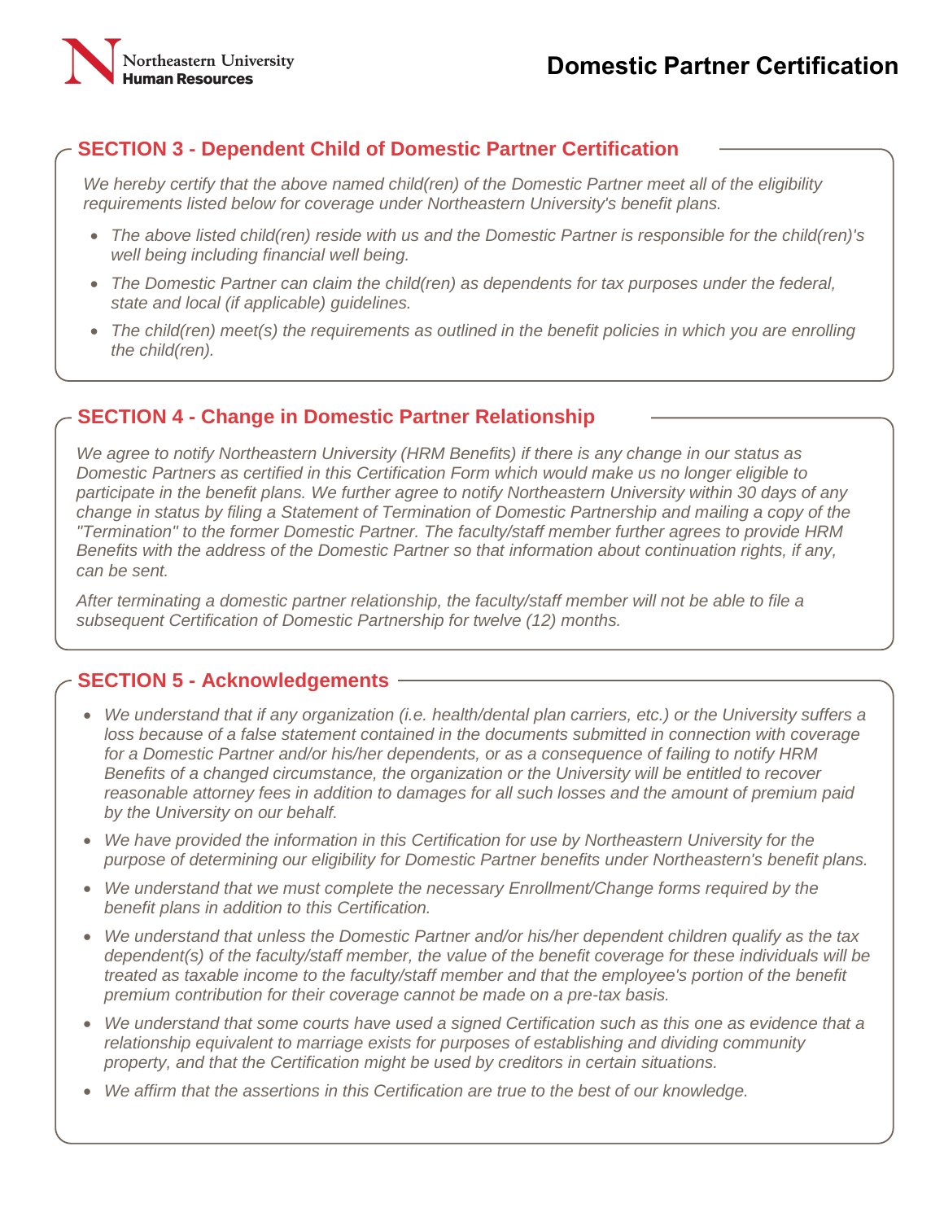## SECTION 3 - Dependent Child of Domestic Partner Certification

*We hereby certify that the above named child(ren) of the Domestic Partner meet all of the eligibility requirements listed below for coverage under Northeastern University's benefit plans.*

- *The above listed child(ren) reside with us and the Domestic Partner is responsible for the child(ren)'s well being including financial well being.*
- *The Domestic Partner can claim the child(ren) as dependents for tax purposes under the federal, state and local (if applicable) guidelines.*
- *The child(ren) meet(s) the requirements as outlined in the benefit policies in which you are enrolling the child(ren).*

## SECTION 4 - Change in Domestic Partner Relationship

*We agree to notify Northeastern University (HRM Benefits) if there is any change in our status as Domestic Partners as certified in this Certification Form which would make us no longer eligible to participate in the benefit plans. We further agree to notify Northeastern University within 30 days of any change in status by filing a Statement of Termination of Domestic Partnership and mailing a copy of the "Termination" to the former Domestic Partner. The faculty/staff member further agrees to provide HRM Benefits with the address of the Domestic Partner so that information about continuation rights, if any, can be sent.*

*After terminating a domestic partner relationship, the faculty/staff member will not be able to file a subsequent Certification of Domestic Partnership for twelve (12) months.*

## SECTION 5 - Acknowledgements

- *We understand that if any organization (i.e. health/dental plan carriers, etc.) or the University suffers a loss because of a false statement contained in the documents submitted in connection with coverage for a Domestic Partner and/or his/her dependents, or as a consequence of failing to notify HRM Benefits of a changed circumstance, the organization or the University will be entitled to recover reasonable attorney fees in addition to damages for all such losses and the amount of premium paid by the University on our behalf.*
- *We have provided the information in this Certification for use by Northeastern University for the purpose of determining our eligibility for Domestic Partner benefits under Northeastern's benefit plans.*
- *We understand that we must complete the necessary Enrollment/Change forms required by the benefit plans in addition to this Certification.*
- *We understand that unless the Domestic Partner and/or his/her dependent children qualify as the tax dependent(s) of the faculty/staff member, the value of the benefit coverage for these individuals will be treated as taxable income to the faculty/staff member and that the employee's portion of the benefit premium contribution for their coverage cannot be made on a pre-tax basis.*
- *We understand that some courts have used a signed Certification such as this one as evidence that a relationship equivalent to marriage exists for purposes of establishing and dividing community property, and that the Certification might be used by creditors in certain situations.*
- *We affirm that the assertions in this Certification are true to the best of our knowledge.*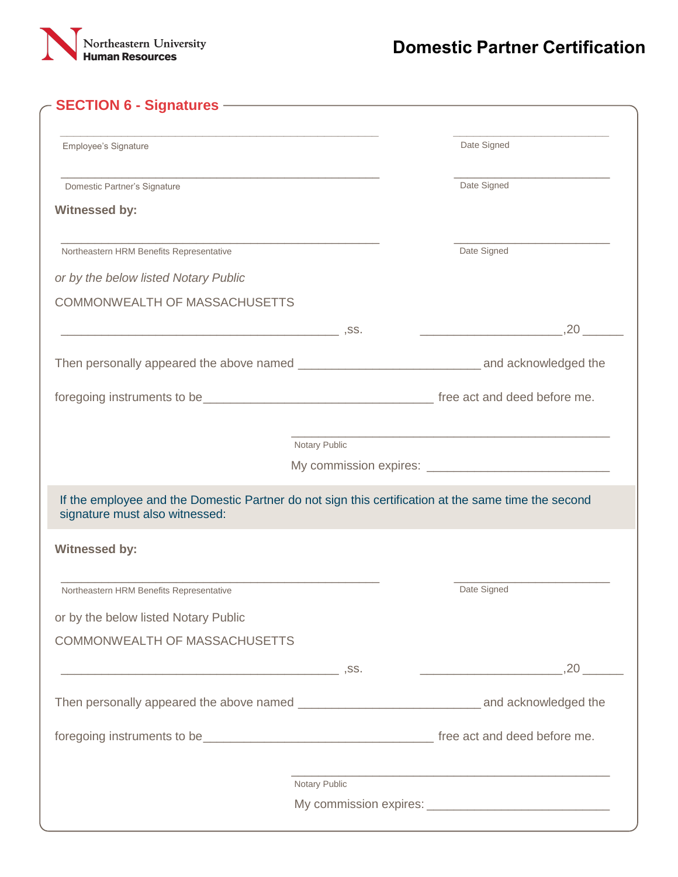# Domestic Partner Certification

## SECTION 6 - Signatures

\_\_\_\_\_\_\_\_\_\_\_\_\_\_\_\_\_\_\_\_\_\_\_\_\_\_\_\_\_\_\_\_\_\_\_\_\_\_\_\_\_\_ \_\_\_\_\_\_\_\_\_\_\_\_\_\_\_\_\_\_\_\_
Employee's Signature Date Signed

\_\_\_\_\_\_\_\_\_\_\_\_\_\_\_\_\_\_\_\_\_\_\_\_\_\_\_\_\_\_\_\_\_\_\_\_\_\_\_\_\_\_ \_\_\_\_\_\_\_\_\_\_\_\_\_\_\_\_\_\_\_\_
Domestic Partner's Signature Date Signed

**Witnessed by:**

\_\_\_\_\_\_\_\_\_\_\_\_\_\_\_\_\_\_\_\_\_\_\_\_\_\_\_\_\_\_\_\_\_\_\_\_\_\_\_\_\_\_ \_\_\_\_\_\_\_\_\_\_\_\_\_\_\_\_\_\_\_\_
Northeastern HRM Benefits Representative Date Signed

*or by the below listed Notary Public*

COMMONWEALTH OF MASSACHUSETTS

\_\_\_\_\_\_\_\_\_\_\_\_\_\_\_\_\_\_\_\_\_\_\_\_\_\_\_\_\_\_\_\_\_\_\_\_\_\_\_\_ ,ss. \_\_\_\_\_\_\_\_\_\_\_\_\_\_\_\_\_\_\_\_,20 \_\_\_\_\_\_

Then personally appeared the above named \_\_\_\_\_\_\_\_\_\_\_\_\_\_\_\_\_\_\_\_\_\_\_\_\_\_ and acknowledged the

foregoing instruments to be\_\_\_\_\_\_\_\_\_\_\_\_\_\_\_\_\_\_\_\_\_\_\_\_\_\_\_\_\_\_\_\_\_\_\_ free act and deed before me.

\_\_\_\_\_\_\_\_\_\_\_\_\_\_\_\_\_\_\_\_\_\_\_\_\_\_\_\_\_\_\_\_\_\_\_\_\_\_\_\_\_\_\_\_\_
Notary Public

My commission expires: \_\_\_\_\_\_\_\_\_\_\_\_\_\_\_\_\_\_\_\_\_\_\_\_\_\_

If the employee and the Domestic Partner do not sign this certification at the same time the second signature must also witnessed:

**Witnessed by:**

\_\_\_\_\_\_\_\_\_\_\_\_\_\_\_\_\_\_\_\_\_\_\_\_\_\_\_\_\_\_\_\_\_\_\_\_\_\_\_\_\_\_ \_\_\_\_\_\_\_\_\_\_\_\_\_\_\_\_\_\_\_\_
Northeastern HRM Benefits Representative Date Signed

or by the below listed Notary Public

COMMONWEALTH OF MASSACHUSETTS

\_\_\_\_\_\_\_\_\_\_\_\_\_\_\_\_\_\_\_\_\_\_\_\_\_\_\_\_\_\_\_\_\_\_\_\_\_\_\_\_ ,ss. \_\_\_\_\_\_\_\_\_\_\_\_\_\_\_\_\_\_\_\_,20 \_\_\_\_\_\_

Then personally appeared the above named \_\_\_\_\_\_\_\_\_\_\_\_\_\_\_\_\_\_\_\_\_\_\_\_\_\_ and acknowledged the

foregoing instruments to be\_\_\_\_\_\_\_\_\_\_\_\_\_\_\_\_\_\_\_\_\_\_\_\_\_\_\_\_\_\_\_\_\_\_\_ free act and deed before me.

\_\_\_\_\_\_\_\_\_\_\_\_\_\_\_\_\_\_\_\_\_\_\_\_\_\_\_\_\_\_\_\_\_\_\_\_\_\_\_\_\_\_\_\_\_
Notary Public

My commission expires: \_\_\_\_\_\_\_\_\_\_\_\_\_\_\_\_\_\_\_\_\_\_\_\_\_\_